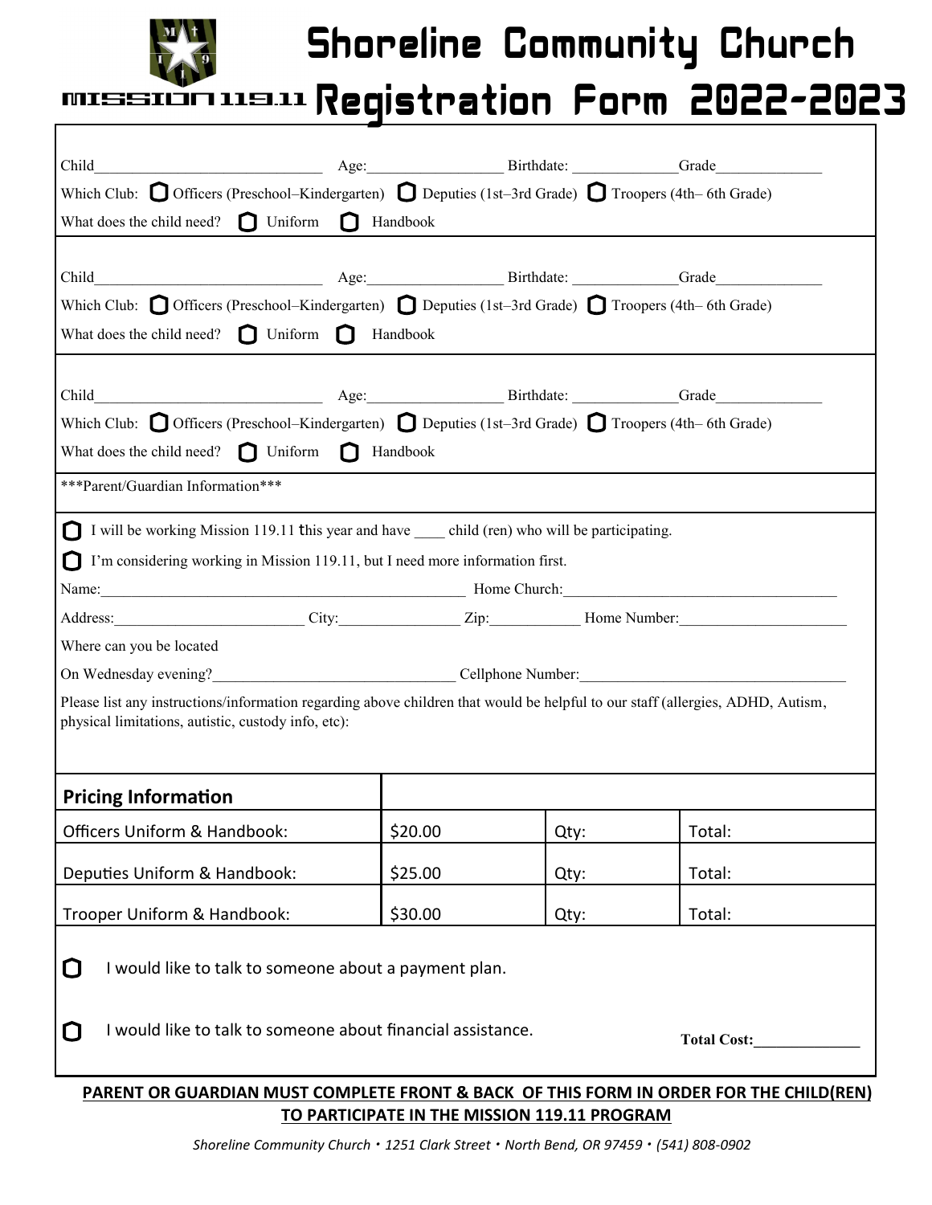MISSION 119.11

# Shoreline Community Church

# Registration Form 2022-2023

Child______________________________ Age:__________________ Birthdate: ______________Grade______________

Which Club: ☐ Officers (Preschool–Kindergarten) ☐ Deputies (1st–3rd Grade) ☐ Troopers (4th– 6th Grade)

What does the child need? ☐ Uniform ☐ Handbook

Child______________________________ Age:__________________ Birthdate: ______________Grade______________

Which Club: ☐ Officers (Preschool–Kindergarten) ☐ Deputies (1st–3rd Grade) ☐ Troopers (4th– 6th Grade)

What does the child need? ☐ Uniform ☐ Handbook

Child______________________________ Age:__________________ Birthdate: ______________Grade______________

Which Club: ☐ Officers (Preschool–Kindergarten) ☐ Deputies (1st–3rd Grade) ☐ Troopers (4th– 6th Grade)

What does the child need? ☐ Uniform ☐ Handbook

***Parent/Guardian Information***

☐ I will be working Mission 119.11 this year and have ____ child (ren) who will be participating.

☐ I'm considering working in Mission 119.11, but I need more information first.

Name:__________________________________________________ Home Church:____________________________________

Address:_________________________ City:________________ Zip:____________ Home Number:______________________

Where can you be located

On Wednesday evening?________________________________ Cellphone Number:_________________________________

Please list any instructions/information regarding above children that would be helpful to our staff (allergies, ADHD, Autism, physical limitations, autistic, custody info, etc):

| Pricing Information | | | |
|---|---|---|---|
| Officers Uniform & Handbook: | $20.00 | Qty: | Total: |
| Deputies Uniform & Handbook: | $25.00 | Qty: | Total: |
| Trooper Uniform & Handbook: | $30.00 | Qty: | Total: |

☐ I would like to talk to someone about a payment plan.

☐ I would like to talk to someone about financial assistance.

**Total Cost:**______________

**PARENT OR GUARDIAN MUST COMPLETE FRONT & BACK OF THIS FORM IN ORDER FOR THE CHILD(REN) TO PARTICIPATE IN THE MISSION 119.11 PROGRAM**

*Shoreline Community Church • 1251 Clark Street • North Bend, OR 97459 • (541) 808-0902*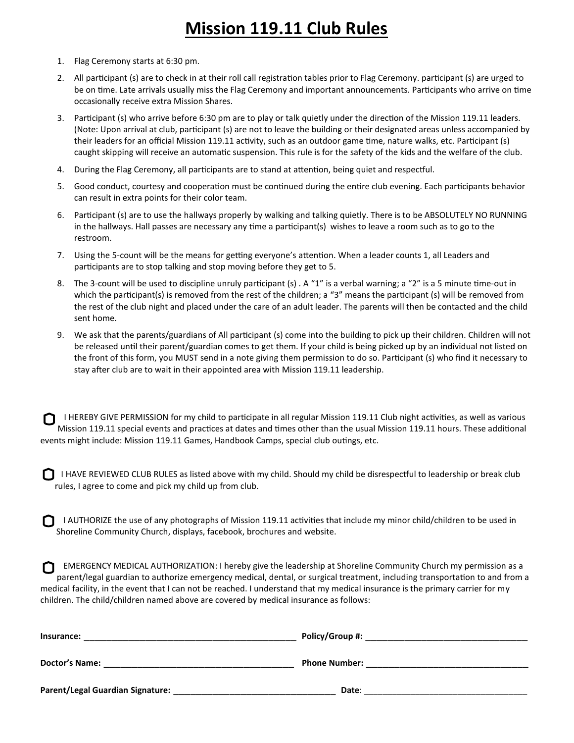# Mission 119.11 Club Rules

1. Flag Ceremony starts at 6:30 pm.
2. All participant (s) are to check in at their roll call registration tables prior to Flag Ceremony. participant (s) are urged to be on time. Late arrivals usually miss the Flag Ceremony and important announcements. Participants who arrive on time occasionally receive extra Mission Shares.
3. Participant (s) who arrive before 6:30 pm are to play or talk quietly under the direction of the Mission 119.11 leaders. (Note: Upon arrival at club, participant (s) are not to leave the building or their designated areas unless accompanied by their leaders for an official Mission 119.11 activity, such as an outdoor game time, nature walks, etc. Participant (s) caught skipping will receive an automatic suspension. This rule is for the safety of the kids and the welfare of the club.
4. During the Flag Ceremony, all participants are to stand at attention, being quiet and respectful.
5. Good conduct, courtesy and cooperation must be continued during the entire club evening. Each participants behavior can result in extra points for their color team.
6. Participant (s) are to use the hallways properly by walking and talking quietly. There is to be ABSOLUTELY NO RUNNING in the hallways. Hall passes are necessary any time a participant(s) wishes to leave a room such as to go to the restroom.
7. Using the 5-count will be the means for getting everyone's attention. When a leader counts 1, all Leaders and participants are to stop talking and stop moving before they get to 5.
8. The 3-count will be used to discipline unruly participant (s) . A "1" is a verbal warning; a "2" is a 5 minute time-out in which the participant(s) is removed from the rest of the children; a "3" means the participant (s) will be removed from the rest of the club night and placed under the care of an adult leader. The parents will then be contacted and the child sent home.
9. We ask that the parents/guardians of All participant (s) come into the building to pick up their children. Children will not be released until their parent/guardian comes to get them. If your child is being picked up by an individual not listed on the front of this form, you MUST send in a note giving them permission to do so. Participant (s) who find it necessary to stay after club are to wait in their appointed area with Mission 119.11 leadership.

☐ I HEREBY GIVE PERMISSION for my child to participate in all regular Mission 119.11 Club night activities, as well as various Mission 119.11 special events and practices at dates and times other than the usual Mission 119.11 hours. These additional events might include: Mission 119.11 Games, Handbook Camps, special club outings, etc.

☐ I HAVE REVIEWED CLUB RULES as listed above with my child. Should my child be disrespectful to leadership or break club rules, I agree to come and pick my child up from club.

☐ I AUTHORIZE the use of any photographs of Mission 119.11 activities that include my minor child/children to be used in Shoreline Community Church, displays, facebook, brochures and website.

☐ EMERGENCY MEDICAL AUTHORIZATION: I hereby give the leadership at Shoreline Community Church my permission as a parent/legal guardian to authorize emergency medical, dental, or surgical treatment, including transportation to and from a medical facility, in the event that I can not be reached. I understand that my medical insurance is the primary carrier for my children. The child/children named above are covered by medical insurance as follows:

**Insurance:** ______________________________ **Policy/Group #:** ______________________________

**Doctor's Name:** ______________________________ **Phone Number:** ______________________________

**Parent/Legal Guardian Signature:** ______________________________ **Date**: ______________________________